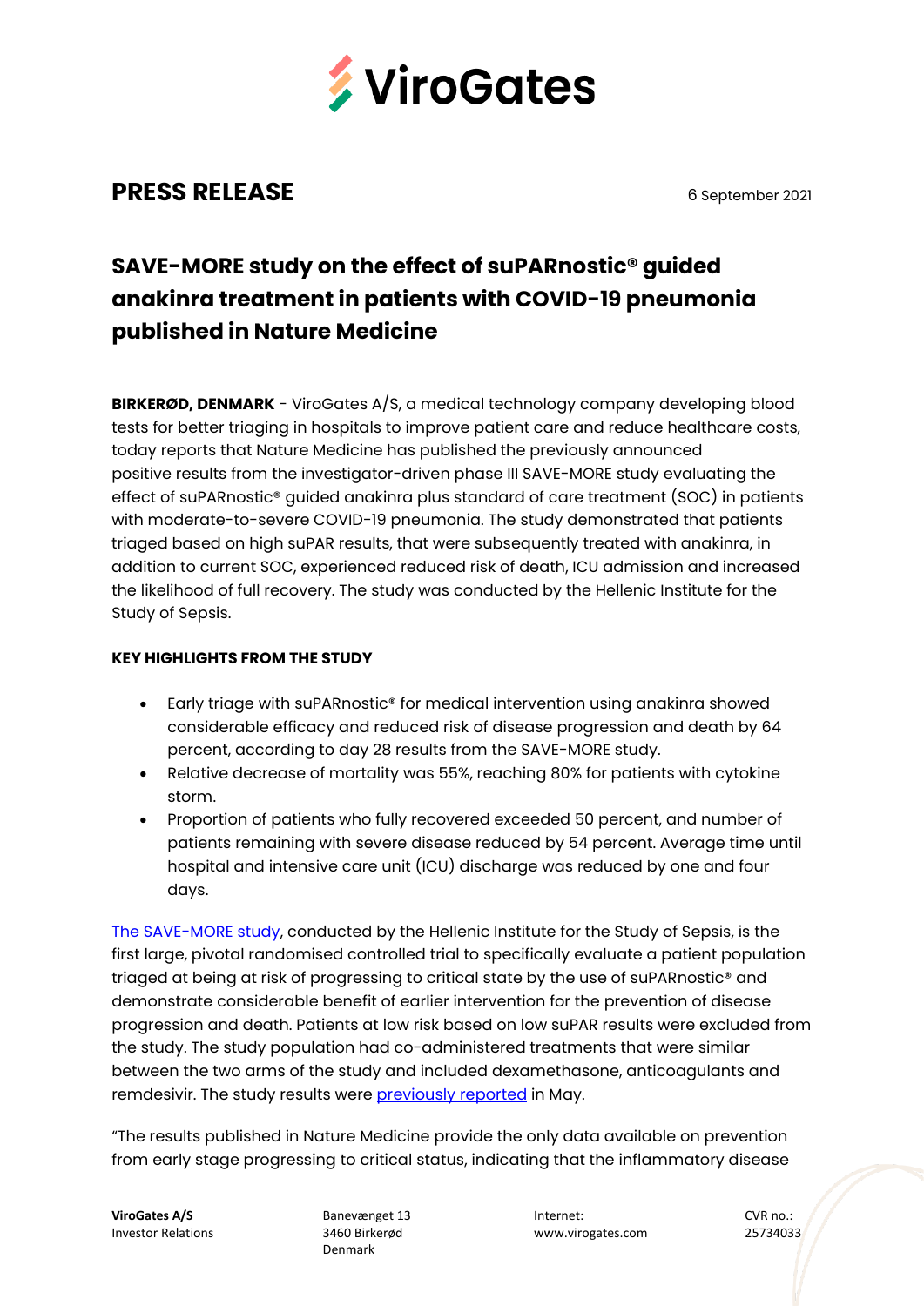ViroGates

# PRESS RELEASE

6 September 2021

## SAVE-MORE study on the effect of suPARnostic® guided anakinra treatment in patients with COVID-19 pneumonia published in Nature Medicine

**BIRKERØD, DENMARK** - ViroGates A/S, a medical technology company developing blood tests for better triaging in hospitals to improve patient care and reduce healthcare costs, today reports that Nature Medicine has published the previously announced positive results from the investigator-driven phase III SAVE-MORE study evaluating the effect of suPARnostic® guided anakinra plus standard of care treatment (SOC) in patients with moderate-to-severe COVID-19 pneumonia. The study demonstrated that patients triaged based on high suPAR results, that were subsequently treated with anakinra, in addition to current SOC, experienced reduced risk of death, ICU admission and increased the likelihood of full recovery. The study was conducted by the Hellenic Institute for the Study of Sepsis.

**KEY HIGHLIGHTS FROM THE STUDY**

- Early triage with suPARnostic® for medical intervention using anakinra showed considerable efficacy and reduced risk of disease progression and death by 64 percent, according to day 28 results from the SAVE-MORE study.
- Relative decrease of mortality was 55%, reaching 80% for patients with cytokine storm.
- Proportion of patients who fully recovered exceeded 50 percent, and number of patients remaining with severe disease reduced by 54 percent. Average time until hospital and intensive care unit (ICU) discharge was reduced by one and four days.

The SAVE-MORE study, conducted by the Hellenic Institute for the Study of Sepsis, is the first large, pivotal randomised controlled trial to specifically evaluate a patient population triaged at being at risk of progressing to critical state by the use of suPARnostic® and demonstrate considerable benefit of earlier intervention for the prevention of disease progression and death. Patients at low risk based on low suPAR results were excluded from the study. The study population had co-administered treatments that were similar between the two arms of the study and included dexamethasone, anticoagulants and remdesivir. The study results were previously reported in May.

"The results published in Nature Medicine provide the only data available on prevention from early stage progressing to critical status, indicating that the inflammatory disease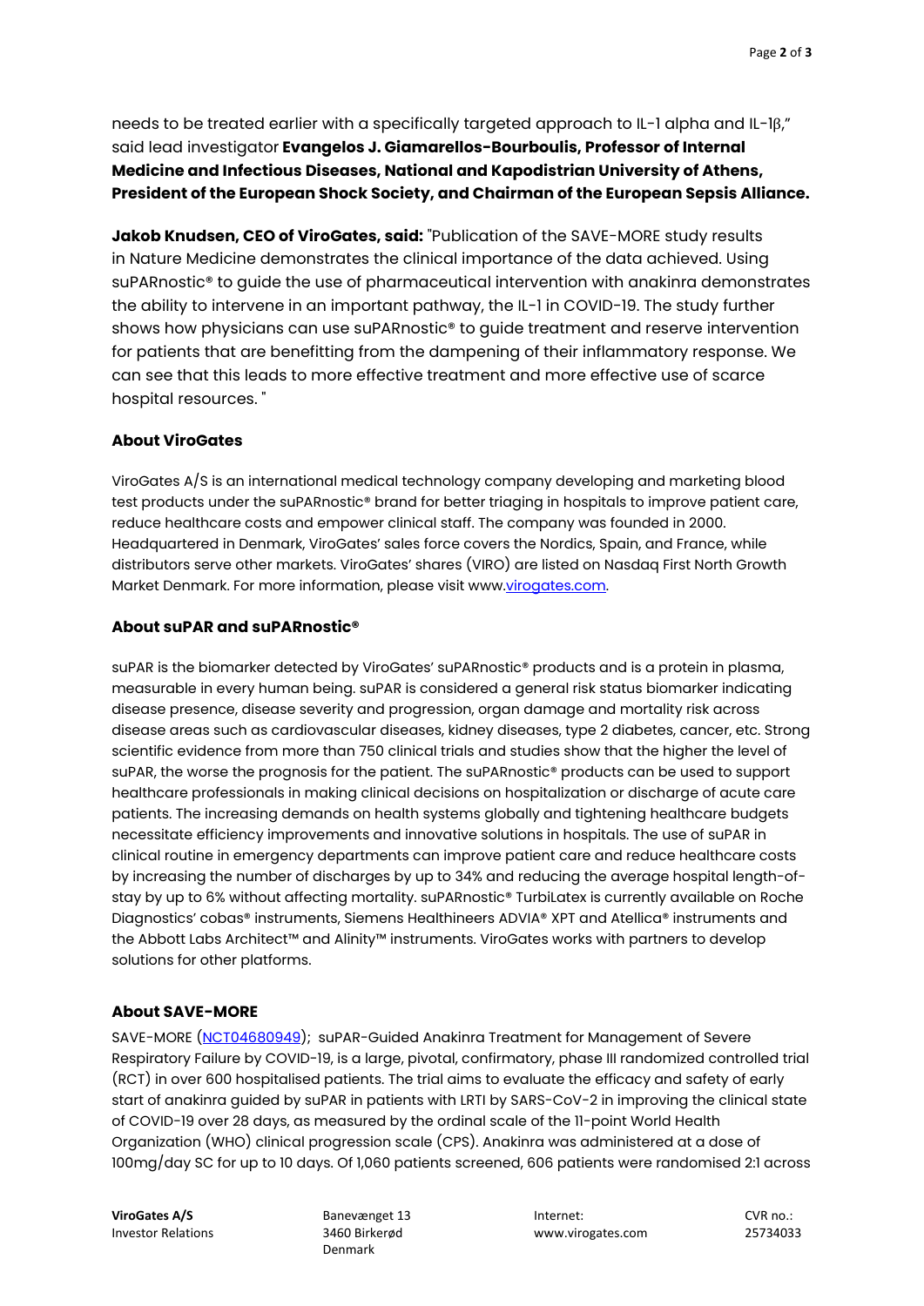needs to be treated earlier with a specifically targeted approach to IL-1 alpha and IL-1β," said lead investigator **Evangelos J. Giamarellos-Bourboulis, Professor of Internal Medicine and Infectious Diseases, National and Kapodistrian University of Athens, President of the European Shock Society, and Chairman of the European Sepsis Alliance.**

**Jakob Knudsen, CEO of ViroGates, said:** "Publication of the SAVE-MORE study results in Nature Medicine demonstrates the clinical importance of the data achieved. Using suPARnostic® to guide the use of pharmaceutical intervention with anakinra demonstrates the ability to intervene in an important pathway, the IL-1 in COVID-19. The study further shows how physicians can use suPARnostic® to guide treatment and reserve intervention for patients that are benefitting from the dampening of their inflammatory response. We can see that this leads to more effective treatment and more effective use of scarce hospital resources. "

### About ViroGates

ViroGates A/S is an international medical technology company developing and marketing blood test products under the suPARnostic® brand for better triaging in hospitals to improve patient care, reduce healthcare costs and empower clinical staff. The company was founded in 2000. Headquartered in Denmark, ViroGates' sales force covers the Nordics, Spain, and France, while distributors serve other markets. ViroGates' shares (VIRO) are listed on Nasdaq First North Growth Market Denmark. For more information, please visit www.virogates.com.

### About suPAR and suPARnostic®

suPAR is the biomarker detected by ViroGates' suPARnostic® products and is a protein in plasma, measurable in every human being. suPAR is considered a general risk status biomarker indicating disease presence, disease severity and progression, organ damage and mortality risk across disease areas such as cardiovascular diseases, kidney diseases, type 2 diabetes, cancer, etc. Strong scientific evidence from more than 750 clinical trials and studies show that the higher the level of suPAR, the worse the prognosis for the patient. The suPARnostic® products can be used to support healthcare professionals in making clinical decisions on hospitalization or discharge of acute care patients. The increasing demands on health systems globally and tightening healthcare budgets necessitate efficiency improvements and innovative solutions in hospitals. The use of suPAR in clinical routine in emergency departments can improve patient care and reduce healthcare costs by increasing the number of discharges by up to 34% and reducing the average hospital length-of-stay by up to 6% without affecting mortality. suPARnostic® TurbiLatex is currently available on Roche Diagnostics' cobas® instruments, Siemens Healthineers ADVIA® XPT and Atellica® instruments and the Abbott Labs Architect™ and Alinity™ instruments. ViroGates works with partners to develop solutions for other platforms.

### About SAVE-MORE

SAVE-MORE (NCT04680949); suPAR-Guided Anakinra Treatment for Management of Severe Respiratory Failure by COVID-19, is a large, pivotal, confirmatory, phase III randomized controlled trial (RCT) in over 600 hospitalised patients. The trial aims to evaluate the efficacy and safety of early start of anakinra guided by suPAR in patients with LRTI by SARS-CoV-2 in improving the clinical state of COVID-19 over 28 days, as measured by the ordinal scale of the 11-point World Health Organization (WHO) clinical progression scale (CPS). Anakinra was administered at a dose of 100mg/day SC for up to 10 days. Of 1,060 patients screened, 606 patients were randomised 2:1 across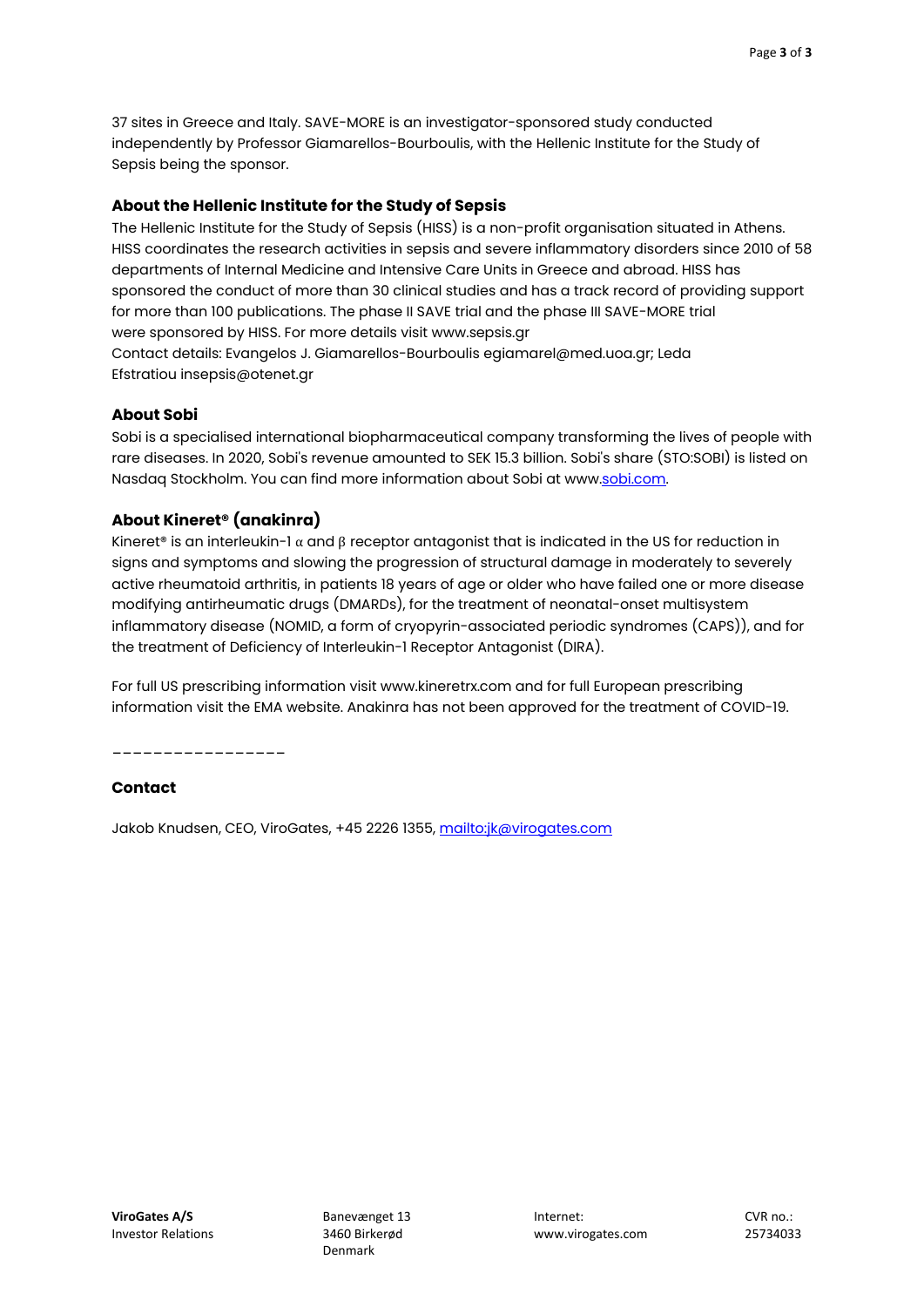37 sites in Greece and Italy. SAVE-MORE is an investigator-sponsored study conducted independently by Professor Giamarellos-Bourboulis, with the Hellenic Institute for the Study of Sepsis being the sponsor.

### About the Hellenic Institute for the Study of Sepsis

The Hellenic Institute for the Study of Sepsis (HISS) is a non-profit organisation situated in Athens. HISS coordinates the research activities in sepsis and severe inflammatory disorders since 2010 of 58 departments of Internal Medicine and Intensive Care Units in Greece and abroad. HISS has sponsored the conduct of more than 30 clinical studies and has a track record of providing support for more than 100 publications. The phase II SAVE trial and the phase III SAVE-MORE trial were sponsored by HISS. For more details visit www.sepsis.gr
Contact details: Evangelos J. Giamarellos-Bourboulis egiamarel@med.uoa.gr; Leda Efstratiou insepsis@otenet.gr

### About Sobi

Sobi is a specialised international biopharmaceutical company transforming the lives of people with rare diseases. In 2020, Sobi's revenue amounted to SEK 15.3 billion. Sobi's share (STO:SOBI) is listed on Nasdaq Stockholm. You can find more information about Sobi at www.sobi.com.

### About Kineret® (anakinra)

Kineret® is an interleukin-1 α and β receptor antagonist that is indicated in the US for reduction in signs and symptoms and slowing the progression of structural damage in moderately to severely active rheumatoid arthritis, in patients 18 years of age or older who have failed one or more disease modifying antirheumatic drugs (DMARDs), for the treatment of neonatal-onset multisystem inflammatory disease (NOMID, a form of cryopyrin-associated periodic syndromes (CAPS)), and for the treatment of Deficiency of Interleukin-1 Receptor Antagonist (DIRA).

For full US prescribing information visit www.kineretrx.com and for full European prescribing information visit the EMA website. Anakinra has not been approved for the treatment of COVID-19.

\_\_\_\_\_\_\_\_\_\_\_\_\_\_\_\_\_

### Contact

Jakob Knudsen, CEO, ViroGates, +45 2226 1355, mailto:jk@virogates.com